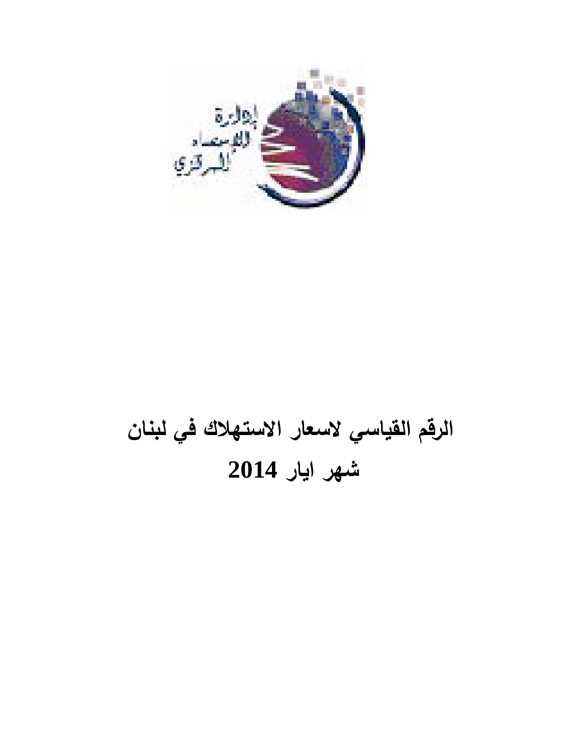# الرقم القياسي لاسعار الاستهلاك في لبنان

## شهر ايار 2014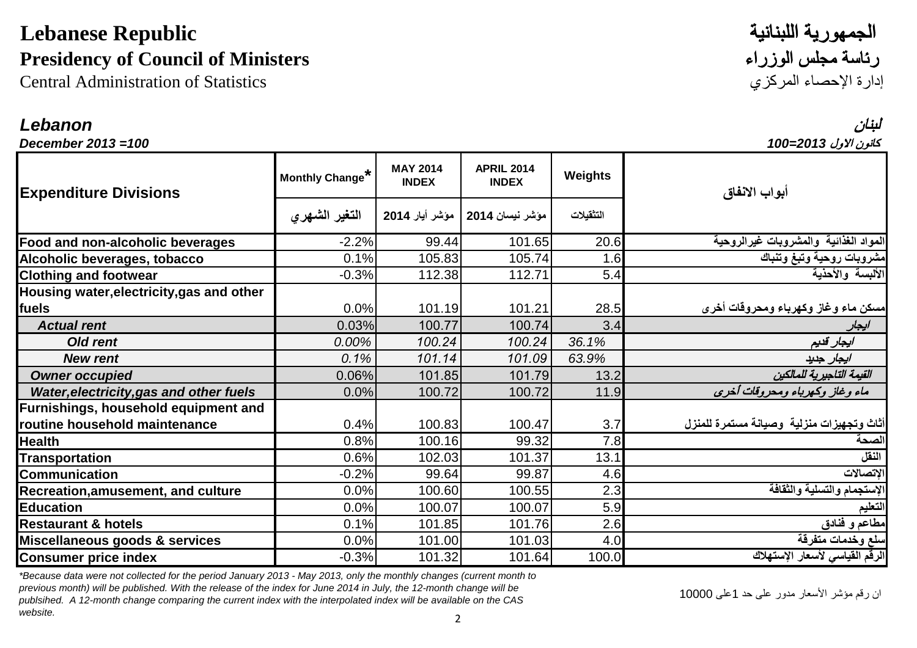**Lebanese Republic** | **الجمهورية اللبنانية**

**Presidency of Council of Ministers** | **رئاسة مجلس الوزراء**

Central Administration of Statistics | إدارة الإحصاء المركزي

***Lebanon*** | ***لبنان***

***December 2013 =100*** | ***كانون الاول 2013=100***

| Expenditure Divisions | Monthly Change* التغير الشهري | MAY 2014 INDEX مؤشر أيار 2014 | APRIL 2014 INDEX مؤشر نيسان 2014 | Weights التثقيلات | أبواب الانفاق |
|---|---|---|---|---|---|
| **Food and non-alcoholic beverages** | -2.2% | 99.44 | 101.65 | 20.6 | المواد الغذائية والمشروبات غيرالروحية |
| **Alcoholic beverages, tobacco** | 0.1% | 105.83 | 105.74 | 1.6 | مشروبات روحية وتبغ وتنباك |
| **Clothing and footwear** | -0.3% | 112.38 | 112.71 | 5.4 | الألبسة والأحذية |
| **Housing water,electricity,gas and other fuels** | 0.0% | 101.19 | 101.21 | 28.5 | مسكن ماء وغاز وكهرباء ومحروقات أخرى |
| ***Actual rent*** | 0.03% | 100.77 | 100.74 | 3.4 | *ايجار* |
| ***Old rent*** | *0.00%* | *100.24* | *100.24* | *36.1%* | *ايجار قديم* |
| ***New rent*** | *0.1%* | *101.14* | *101.09* | *63.9%* | *ايجار جديد* |
| ***Owner occupied*** | 0.06% | 101.85 | 101.79 | 13.2 | *القيمة التاجيرية للمالكين* |
| ***Water,electricity,gas and other fuels*** | 0.0% | 100.72 | 100.72 | 11.9 | *ماء وغاز وكهرباء ومحروقات أخرى* |
| **Furnishings, household equipment and routine household maintenance** | 0.4% | 100.83 | 100.47 | 3.7 | أثاث وتجهيزات منزلية وصيانة مستمرة للمنزل |
| **Health** | 0.8% | 100.16 | 99.32 | 7.8 | الصحة |
| **Transportation** | 0.6% | 102.03 | 101.37 | 13.1 | النقل |
| **Communication** | -0.2% | 99.64 | 99.87 | 4.6 | الإتصالات |
| **Recreation,amusement, and culture** | 0.0% | 100.60 | 100.55 | 2.3 | الإستجمام والتسلية والثقافة |
| **Education** | 0.0% | 100.07 | 100.07 | 5.9 | التعليم |
| **Restaurant & hotels** | 0.1% | 101.85 | 101.76 | 2.6 | مطاعم و فنادق |
| **Miscellaneous goods & services** | 0.0% | 101.00 | 101.03 | 4.0 | سلع وخدمات متفرقة |
| **Consumer price index** | -0.3% | 101.32 | 101.64 | 100.0 | الرقم القياسي لأسعار الإستهلاك |

*\*Because data were not collected for the period January 2013 - May 2013, only the monthly changes (current month to previous month) will be published. With the release of the index for June 2014 in July, the 12-month change will be publsihed. A 12-month change comparing the current index with the interpolated index will be available on the CAS website.*

ان رقم مؤشر الأسعار مدور على حد 1على 10000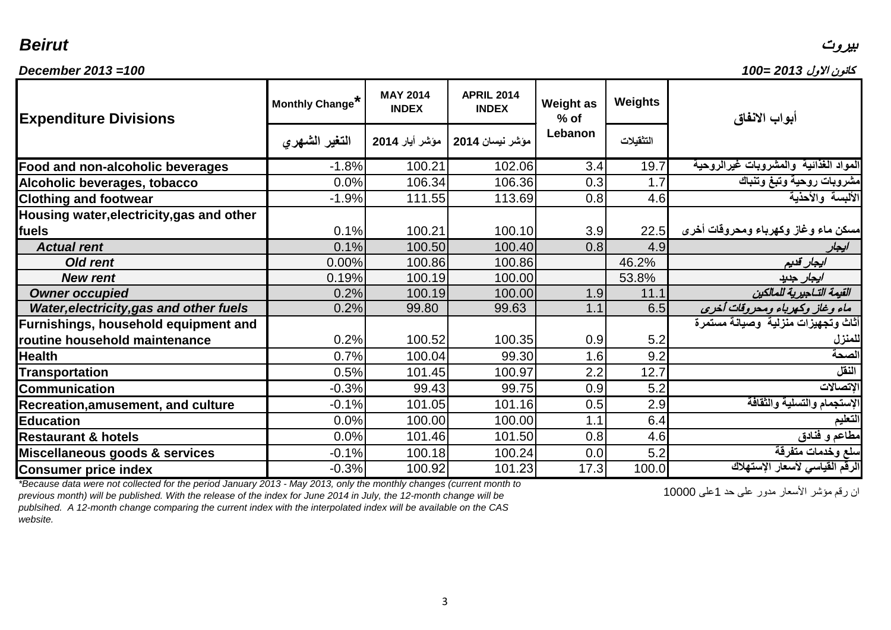**Beirut** | **بيروت**

*December 2013 =100* | *كانون الاول 2013 =100*

| Expenditure Divisions | Monthly Change* التغير الشهري | MAY 2014 INDEX مؤشر أيار 2014 | APRIL 2014 INDEX مؤشر نيسان 2014 | Weight as % of Lebanon | Weights التثقيلات | أبواب الانفاق |
|---|---|---|---|---|---|---|
| **Food and non-alcoholic beverages** | -1.8% | 100.21 | 102.06 | 3.4 | 19.7 | المواد الغذائية والمشروبات غيرالروحية |
| **Alcoholic beverages, tobacco** | 0.0% | 106.34 | 106.36 | 0.3 | 1.7 | مشروبات روحية وتبغ وتنباك |
| **Clothing and footwear** | -1.9% | 111.55 | 113.69 | 0.8 | 4.6 | الألبسة والأحذية |
| **Housing water,electricity,gas and other fuels** | 0.1% | 100.21 | 100.10 | 3.9 | 22.5 | مسكن ماء وغاز وكهرباء ومحروقات أخرى |
| ***Actual rent*** | 0.1% | 100.50 | 100.40 | 0.8 | 4.9 | *ايجار* |
| ***Old rent*** | 0.00% | 100.86 | 100.86 | | 46.2% | *ايجار قديم* |
| ***New rent*** | 0.19% | 100.19 | 100.00 | | 53.8% | *ايجار جديد* |
| ***Owner occupied*** | 0.2% | 100.19 | 100.00 | 1.9 | 11.1 | *القيمة التاجيرية للمالكين* |
| ***Water,electricity,gas and other fuels*** | 0.2% | 99.80 | 99.63 | 1.1 | 6.5 | *ماء وغاز وكهرباء ومحروقات أخرى* |
| **Furnishings, household equipment and routine household maintenance** | 0.2% | 100.52 | 100.35 | 0.9 | 5.2 | أثاث وتجهيزات منزلية وصيانة مستمرة للمنزل |
| **Health** | 0.7% | 100.04 | 99.30 | 1.6 | 9.2 | الصحة |
| **Transportation** | 0.5% | 101.45 | 100.97 | 2.2 | 12.7 | النقل |
| **Communication** | -0.3% | 99.43 | 99.75 | 0.9 | 5.2 | الإتصالات |
| **Recreation,amusement, and culture** | -0.1% | 101.05 | 101.16 | 0.5 | 2.9 | الإستجمام والتسلية والثقافة |
| **Education** | 0.0% | 100.00 | 100.00 | 1.1 | 6.4 | التعليم |
| **Restaurant & hotels** | 0.0% | 101.46 | 101.50 | 0.8 | 4.6 | مطاعم و فنادق |
| **Miscellaneous goods & services** | -0.1% | 100.18 | 100.24 | 0.0 | 5.2 | سلع وخدمات متفرقة |
| **Consumer price index** | -0.3% | 100.92 | 101.23 | 17.3 | 100.0 | الرقم القياسي لأسعار الإستهلاك |

*\*Because data were not collected for the period January 2013 - May 2013, only the monthly changes (current month to previous month) will be published. With the release of the index for June 2014 in July, the 12-month change will be publsihed. A 12-month change comparing the current index with the interpolated index will be available on the CAS website.*

ان رقم مؤشر الأسعار مدور على حد 1على 10000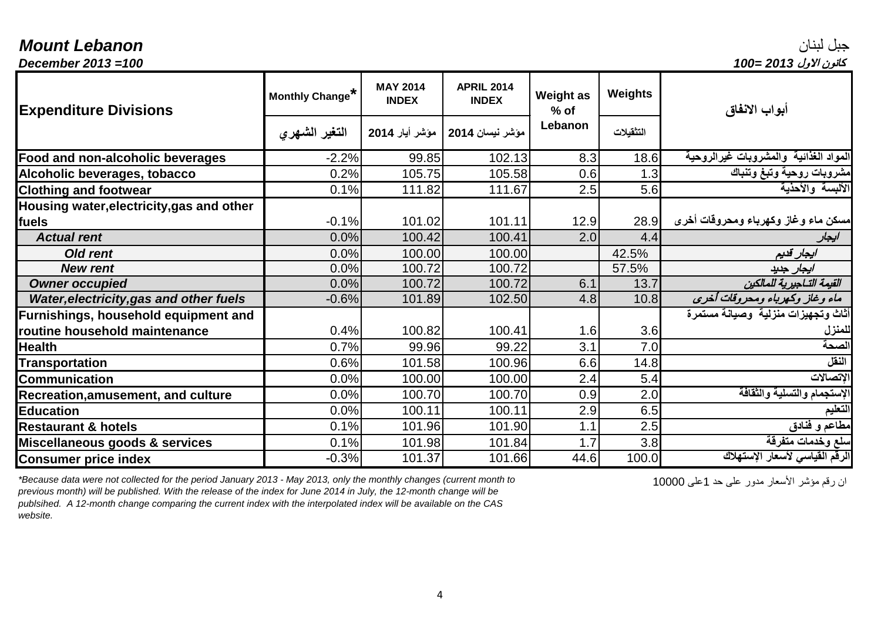**Mount Lebanon** جبل لبنان

***December 2013 =100*** ***كانون الاول 2013 =100***

| Expenditure Divisions | Monthly Change* التغير الشهري | MAY 2014 INDEX مؤشر أيار 2014 | APRIL 2014 INDEX مؤشر نيسان 2014 | Weight as % of Lebanon | Weights التثقيلات | أبواب الانفاق |
|---|---|---|---|---|---|---|
| **Food and non-alcoholic beverages** | -2.2% | 99.85 | 102.13 | 8.3 | 18.6 | المواد الغذائية والمشروبات غيرالروحية |
| **Alcoholic beverages, tobacco** | 0.2% | 105.75 | 105.58 | 0.6 | 1.3 | مشروبات روحية وتبغ وتنباك |
| **Clothing and footwear** | 0.1% | 111.82 | 111.67 | 2.5 | 5.6 | الألبسة والأحذية |
| **Housing water,electricity,gas and other fuels** | -0.1% | 101.02 | 101.11 | 12.9 | 28.9 | مسكن ماء وغاز وكهرباء ومحروقات أخرى |
| ***Actual rent*** | 0.0% | 100.42 | 100.41 | 2.0 | 4.4 | *ايجار* |
| ***Old rent*** | 0.0% | 100.00 | 100.00 | | 42.5% | *ايجار قديم* |
| ***New rent*** | 0.0% | 100.72 | 100.72 | | 57.5% | *ايجار جديد* |
| ***Owner occupied*** | 0.0% | 100.72 | 100.72 | 6.1 | 13.7 | *القيمة التاجيرية للمالكين* |
| ***Water,electricity,gas and other fuels*** | -0.6% | 101.89 | 102.50 | 4.8 | 10.8 | *ماء وغاز وكهرباء ومحروقات أخرى* |
| **Furnishings, household equipment and routine household maintenance** | 0.4% | 100.82 | 100.41 | 1.6 | 3.6 | أثاث وتجهيزات منزلية وصيانة مستمرة للمنزل |
| **Health** | 0.7% | 99.96 | 99.22 | 3.1 | 7.0 | الصحة |
| **Transportation** | 0.6% | 101.58 | 100.96 | 6.6 | 14.8 | النقل |
| **Communication** | 0.0% | 100.00 | 100.00 | 2.4 | 5.4 | الإتصالات |
| **Recreation,amusement, and culture** | 0.0% | 100.70 | 100.70 | 0.9 | 2.0 | الإستجمام والتسلية والثقافة |
| **Education** | 0.0% | 100.11 | 100.11 | 2.9 | 6.5 | التعليم |
| **Restaurant & hotels** | 0.1% | 101.96 | 101.90 | 1.1 | 2.5 | مطاعم و فنادق |
| **Miscellaneous goods & services** | 0.1% | 101.98 | 101.84 | 1.7 | 3.8 | سلع وخدمات متفرقة |
| **Consumer price index** | -0.3% | 101.37 | 101.66 | 44.6 | 100.0 | الرقم القياسي لأسعار الإستهلاك |

*\*Because data were not collected for the period January 2013 - May 2013, only the monthly changes (current month to previous month) will be published. With the release of the index for June 2014 in July, the 12-month change will be publsihed. A 12-month change comparing the current index with the interpolated index will be available on the CAS website.*

ان رقم مؤشر الأسعار مدور على حد 1على 10000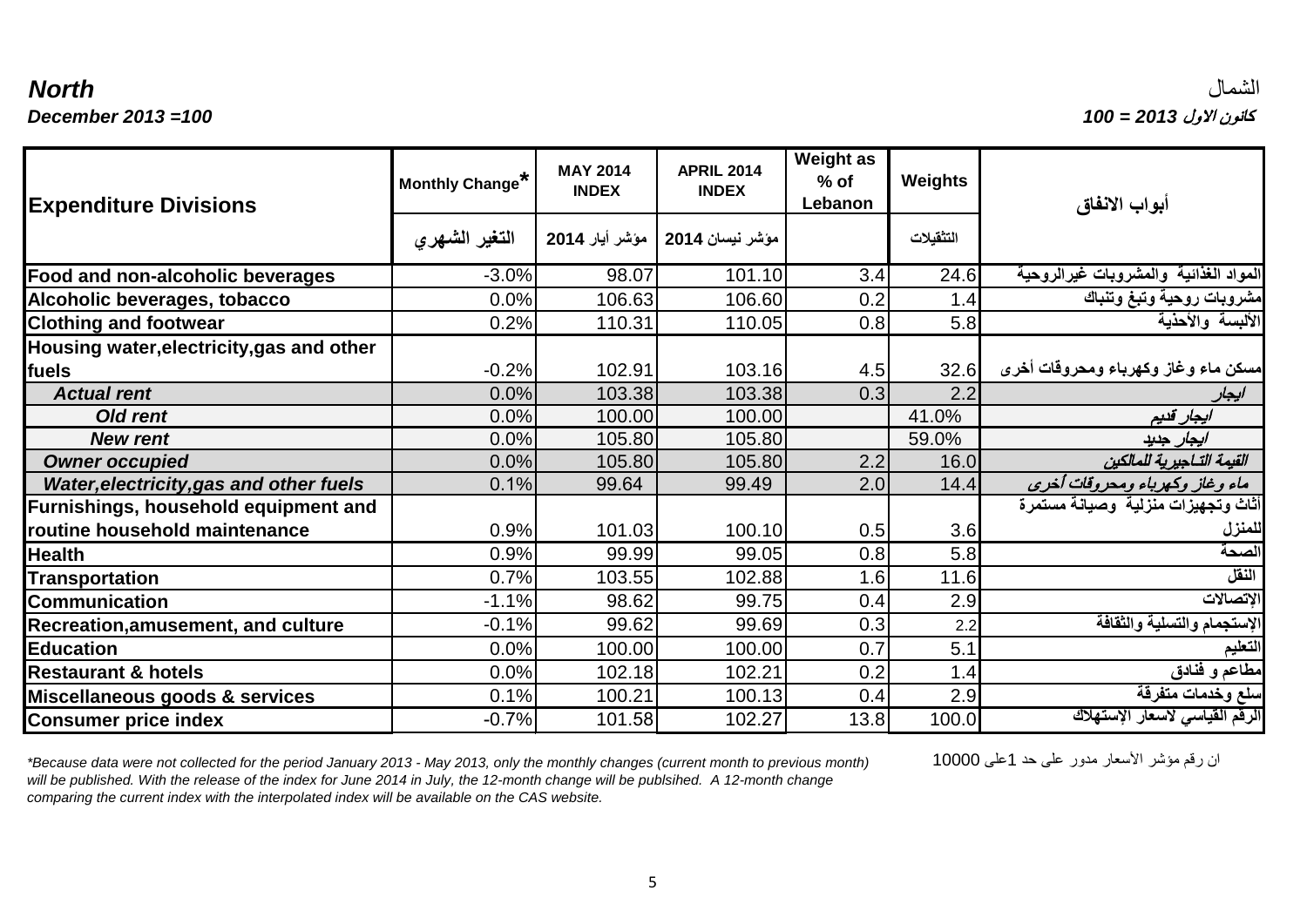**North** الشمال

***December 2013 =100*** ***كانون الاول 2013 = 100***

| Expenditure Divisions | Monthly Change* التغير الشهري | MAY 2014 INDEX مؤشر أيار 2014 | APRIL 2014 INDEX مؤشر نيسان 2014 | Weight as % of Lebanon | Weights التثقيلات | أبواب الانفاق |
|---|---|---|---|---|---|---|
| **Food and non-alcoholic beverages** | -3.0% | 98.07 | 101.10 | 3.4 | 24.6 | المواد الغذائية والمشروبات غيرالروحية |
| **Alcoholic beverages, tobacco** | 0.0% | 106.63 | 106.60 | 0.2 | 1.4 | مشروبات روحية وتبغ وتنباك |
| **Clothing and footwear** | 0.2% | 110.31 | 110.05 | 0.8 | 5.8 | الألبسة والأحذية |
| **Housing water,electricity,gas and other fuels** | -0.2% | 102.91 | 103.16 | 4.5 | 32.6 | مسكن ماء وغاز وكهرباء ومحروقات أخرى |
| ***Actual rent*** | 0.0% | 103.38 | 103.38 | 0.3 | 2.2 | *ايجار* |
| ***Old rent*** | 0.0% | 100.00 | 100.00 | | 41.0% | *ايجار قديم* |
| ***New rent*** | 0.0% | 105.80 | 105.80 | | 59.0% | *ايجار جديد* |
| ***Owner occupied*** | 0.0% | 105.80 | 105.80 | 2.2 | 16.0 | *القيمة التاجيرية للمالكين* |
| ***Water,electricity,gas and other fuels*** | 0.1% | 99.64 | 99.49 | 2.0 | 14.4 | *ماء وغاز وكهرباء ومحروقات أخرى* |
| **Furnishings, household equipment and routine household maintenance** | 0.9% | 101.03 | 100.10 | 0.5 | 3.6 | أثاث وتجهيزات منزلية وصيانة مستمرة للمنزل |
| **Health** | 0.9% | 99.99 | 99.05 | 0.8 | 5.8 | الصحة |
| **Transportation** | 0.7% | 103.55 | 102.88 | 1.6 | 11.6 | النقل |
| **Communication** | -1.1% | 98.62 | 99.75 | 0.4 | 2.9 | الإتصالات |
| **Recreation,amusement, and culture** | -0.1% | 99.62 | 99.69 | 0.3 | 2.2 | الإستجمام والتسلية والثقافة |
| **Education** | 0.0% | 100.00 | 100.00 | 0.7 | 5.1 | التعليم |
| **Restaurant & hotels** | 0.0% | 102.18 | 102.21 | 0.2 | 1.4 | مطاعم و فنادق |
| **Miscellaneous goods & services** | 0.1% | 100.21 | 100.13 | 0.4 | 2.9 | سلع وخدمات متفرقة |
| **Consumer price index** | -0.7% | 101.58 | 102.27 | 13.8 | 100.0 | الرقم القياسي لاسعار الإستهلاك |

*\*Because data were not collected for the period January 2013 - May 2013, only the monthly changes (current month to previous month) will be published. With the release of the index for June 2014 in July, the 12-month change will be publsihed. A 12-month change comparing the current index with the interpolated index will be available on the CAS website.*

ان رقم مؤشر الأسعار مدور على حد 1على 10000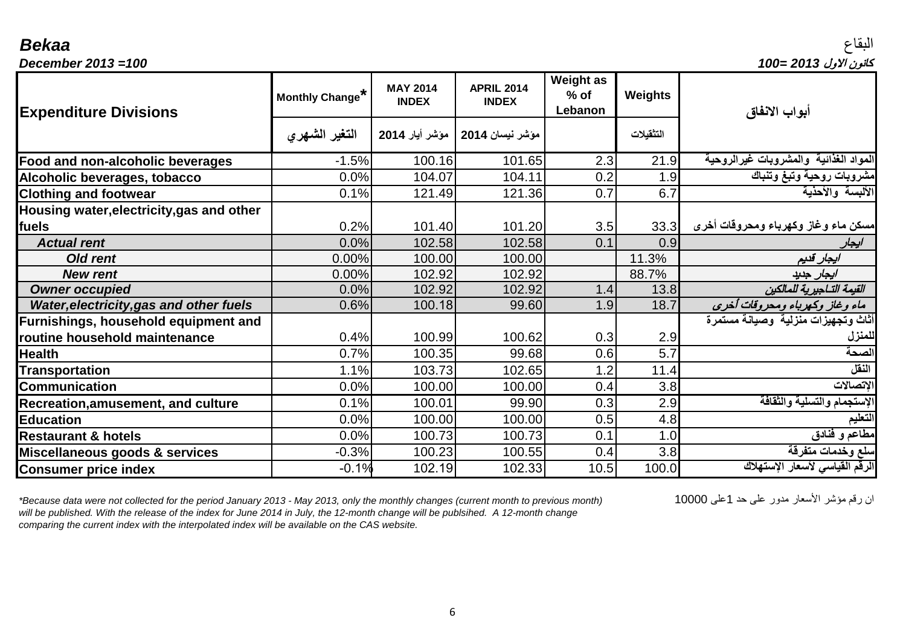**Bekaa** البقاع

*December 2013 =100* كانون الاول 2013 =100

| Expenditure Divisions | Monthly Change* التغير الشهري | MAY 2014 INDEX مؤشر أيار 2014 | APRIL 2014 INDEX مؤشر نيسان 2014 | Weight as % of Lebanon | Weights التثقيلات | أبواب الانفاق |
|---|---|---|---|---|---|---|
| **Food and non-alcoholic beverages** | -1.5% | 100.16 | 101.65 | 2.3 | 21.9 | المواد الغذائية والمشروبات غيرالروحية |
| **Alcoholic beverages, tobacco** | 0.0% | 104.07 | 104.11 | 0.2 | 1.9 | مشروبات روحية وتبغ وتنباك |
| **Clothing and footwear** | 0.1% | 121.49 | 121.36 | 0.7 | 6.7 | الألبسة والأحذية |
| **Housing water,electricity,gas and other fuels** | 0.2% | 101.40 | 101.20 | 3.5 | 33.3 | مسكن ماء وغاز وكهرباء ومحروقات أخرى |
| ***Actual rent*** | 0.0% | 102.58 | 102.58 | 0.1 | 0.9 | *ايجار* |
| ***Old rent*** | 0.00% | 100.00 | 100.00 | | 11.3% | *ايجار قديم* |
| ***New rent*** | 0.00% | 102.92 | 102.92 | | 88.7% | *ايجار جديد* |
| ***Owner occupied*** | 0.0% | 102.92 | 102.92 | 1.4 | 13.8 | *القيمة التاجيرية للمالكين* |
| ***Water,electricity,gas and other fuels*** | 0.6% | 100.18 | 99.60 | 1.9 | 18.7 | *ماء وغاز وكهرباء ومحروقات أخرى* |
| **Furnishings, household equipment and routine household maintenance** | 0.4% | 100.99 | 100.62 | 0.3 | 2.9 | أثاث وتجهيزات منزلية وصيانة مستمرة للمنزل |
| **Health** | 0.7% | 100.35 | 99.68 | 0.6 | 5.7 | الصحة |
| **Transportation** | 1.1% | 103.73 | 102.65 | 1.2 | 11.4 | النقل |
| **Communication** | 0.0% | 100.00 | 100.00 | 0.4 | 3.8 | الإتصالات |
| **Recreation,amusement, and culture** | 0.1% | 100.01 | 99.90 | 0.3 | 2.9 | الإستجمام والتسلية والثقافة |
| **Education** | 0.0% | 100.00 | 100.00 | 0.5 | 4.8 | التعليم |
| **Restaurant & hotels** | 0.0% | 100.73 | 100.73 | 0.1 | 1.0 | مطاعم و فنادق |
| **Miscellaneous goods & services** | -0.3% | 100.23 | 100.55 | 0.4 | 3.8 | سلع وخدمات متفرقة |
| **Consumer price index** | -0.1% | 102.19 | 102.33 | 10.5 | 100.0 | الرقم القياسي لأسعار الإستهلاك |

*\*Because data were not collected for the period January 2013 - May 2013, only the monthly changes (current month to previous month) will be published. With the release of the index for June 2014 in July, the 12-month change will be publsihed. A 12-month change comparing the current index with the interpolated index will be available on the CAS website.*

ان رقم مؤشر الأسعار مدور على حد 1على 10000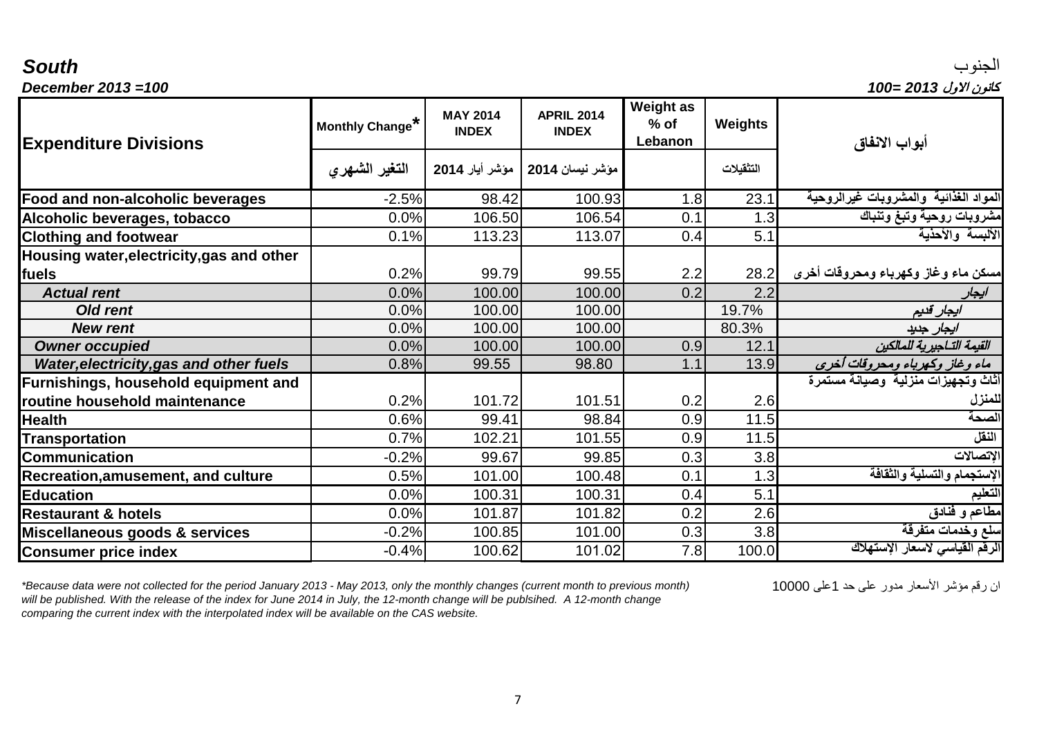**South** الجنوب

*December 2013 =100* *كانون الاول 2013 =100*

| Expenditure Divisions | Monthly Change* التغير الشهري | MAY 2014 INDEX مؤشر أيار 2014 | APRIL 2014 INDEX مؤشر نيسان 2014 | Weight as % of Lebanon | Weights التثقيلات | أبواب الانفاق |
|---|---|---|---|---|---|---|
| **Food and non-alcoholic beverages** | -2.5% | 98.42 | 100.93 | 1.8 | 23.1 | المواد الغذائية والمشروبات غيرالروحية |
| **Alcoholic beverages, tobacco** | 0.0% | 106.50 | 106.54 | 0.1 | 1.3 | مشروبات روحية وتبغ وتنباك |
| **Clothing and footwear** | 0.1% | 113.23 | 113.07 | 0.4 | 5.1 | الألبسة والأحذية |
| **Housing water,electricity,gas and other fuels** | 0.2% | 99.79 | 99.55 | 2.2 | 28.2 | مسكن ماء وغاز وكهرباء ومحروقات أخرى |
| ***Actual rent*** | 0.0% | 100.00 | 100.00 | 0.2 | 2.2 | *ايجار* |
| ***Old rent*** | 0.0% | 100.00 | 100.00 | | 19.7% | *ايجار قديم* |
| ***New rent*** | 0.0% | 100.00 | 100.00 | | 80.3% | *ايجار جديد* |
| ***Owner occupied*** | 0.0% | 100.00 | 100.00 | 0.9 | 12.1 | *القيمة التاجيرية للمالكين* |
| ***Water,electricity,gas and other fuels*** | 0.8% | 99.55 | 98.80 | 1.1 | 13.9 | *ماء وغاز وكهرباء ومحروقات أخرى* |
| **Furnishings, household equipment and routine household maintenance** | 0.2% | 101.72 | 101.51 | 0.2 | 2.6 | أثاث وتجهيزات منزلية وصيانة مستمرة للمنزل |
| **Health** | 0.6% | 99.41 | 98.84 | 0.9 | 11.5 | الصحة |
| **Transportation** | 0.7% | 102.21 | 101.55 | 0.9 | 11.5 | النقل |
| **Communication** | -0.2% | 99.67 | 99.85 | 0.3 | 3.8 | الإتصالات |
| **Recreation,amusement, and culture** | 0.5% | 101.00 | 100.48 | 0.1 | 1.3 | الإستجمام والتسلية والثقافة |
| **Education** | 0.0% | 100.31 | 100.31 | 0.4 | 5.1 | التعليم |
| **Restaurant & hotels** | 0.0% | 101.87 | 101.82 | 0.2 | 2.6 | مطاعم و فنادق |
| **Miscellaneous goods & services** | -0.2% | 100.85 | 101.00 | 0.3 | 3.8 | سلع وخدمات متفرقة |
| **Consumer price index** | -0.4% | 100.62 | 101.02 | 7.8 | 100.0 | الرقم القياسي لاسعار الإستهلاك |

*\*Because data were not collected for the period January 2013 - May 2013, only the monthly changes (current month to previous month) will be published. With the release of the index for June 2014 in July, the 12-month change will be publsihed. A 12-month change comparing the current index with the interpolated index will be available on the CAS website.*

ان رقم مؤشر الأسعار مدور على حد 1على 10000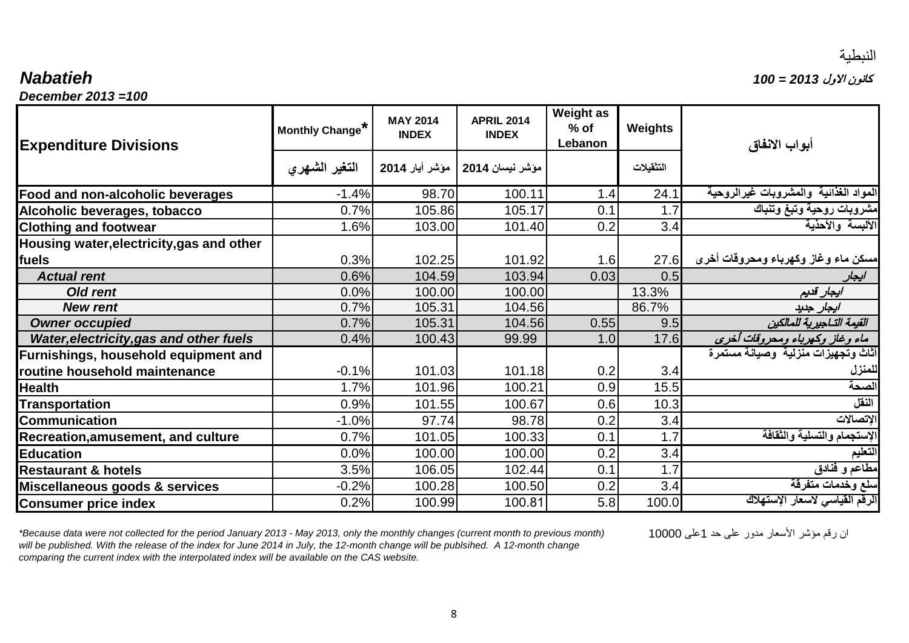النبطية

***Nabatieh*** &emsp; ***كانون الاول 2013 = 100***

***December 2013 =100***

| Expenditure Divisions | Monthly Change* التغير الشهري | MAY 2014 INDEX مؤشر أيار 2014 | APRIL 2014 INDEX مؤشر نيسان 2014 | Weight as % of Lebanon | Weights التثقيلات | أبواب الانفاق |
|---|---|---|---|---|---|---|
| **Food and non-alcoholic beverages** | -1.4% | 98.70 | 100.11 | 1.4 | 24.1 | المواد الغذائية والمشروبات غيرالروحية |
| **Alcoholic beverages, tobacco** | 0.7% | 105.86 | 105.17 | 0.1 | 1.7 | مشروبات روحية وتبغ وتنباك |
| **Clothing and footwear** | 1.6% | 103.00 | 101.40 | 0.2 | 3.4 | الألبسة والأحذية |
| **Housing water,electricity,gas and other fuels** | 0.3% | 102.25 | 101.92 | 1.6 | 27.6 | مسكن ماء وغاز وكهرباء ومحروقات أخرى |
| ***Actual rent*** | 0.6% | 104.59 | 103.94 | 0.03 | 0.5 | *ايجار* |
| ***Old rent*** | 0.0% | 100.00 | 100.00 | | 13.3% | *ايجار قديم* |
| ***New rent*** | 0.7% | 105.31 | 104.56 | | 86.7% | *ايجار جديد* |
| ***Owner occupied*** | 0.7% | 105.31 | 104.56 | 0.55 | 9.5 | *القيمة التاجيرية للمالكين* |
| ***Water,electricity,gas and other fuels*** | 0.4% | 100.43 | 99.99 | 1.0 | 17.6 | *ماء وغاز وكهرباء ومحروقات أخرى* |
| **Furnishings, household equipment and routine household maintenance** | -0.1% | 101.03 | 101.18 | 0.2 | 3.4 | أثاث وتجهيزات منزلية وصيانة مستمرة للمنزل |
| **Health** | 1.7% | 101.96 | 100.21 | 0.9 | 15.5 | الصحة |
| **Transportation** | 0.9% | 101.55 | 100.67 | 0.6 | 10.3 | النقل |
| **Communication** | -1.0% | 97.74 | 98.78 | 0.2 | 3.4 | الإتصالات |
| **Recreation,amusement, and culture** | 0.7% | 101.05 | 100.33 | 0.1 | 1.7 | الإستجمام والتسلية والثقافة |
| **Education** | 0.0% | 100.00 | 100.00 | 0.2 | 3.4 | التعليم |
| **Restaurant & hotels** | 3.5% | 106.05 | 102.44 | 0.1 | 1.7 | مطاعم و فنادق |
| **Miscellaneous goods & services** | -0.2% | 100.28 | 100.50 | 0.2 | 3.4 | سلع وخدمات متفرقة |
| **Consumer price index** | 0.2% | 100.99 | 100.81 | 5.8 | 100.0 | الرقم القياسي لاسعار الإستهلاك |

*\*Because data were not collected for the period January 2013 - May 2013, only the monthly changes (current month to previous month) will be published. With the release of the index for June 2014 in July, the 12-month change will be publsihed. A 12-month change comparing the current index with the interpolated index will be available on the CAS website.*

ان رقم مؤشر الأسعار مدور على حد 1على 10000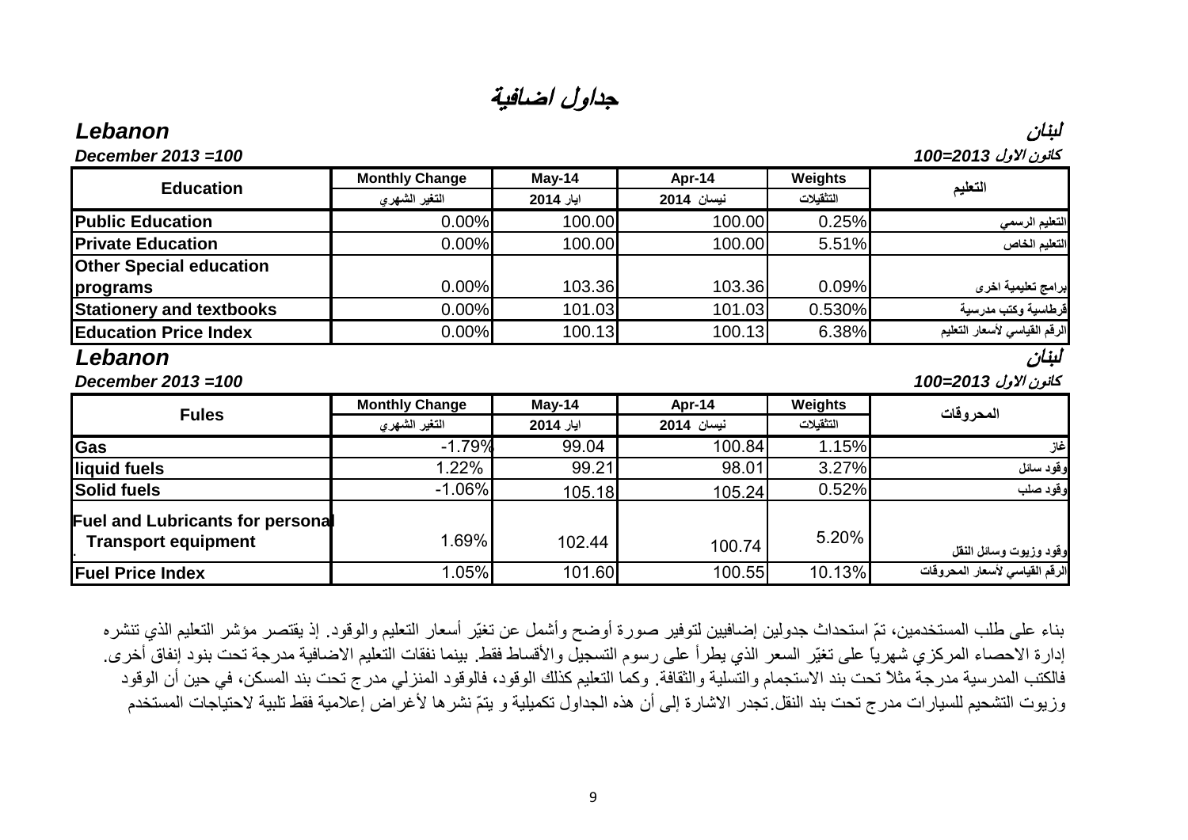# جداول اضافية

**Lebanon** — **لبنان**

*December 2013 =100* — *كانون الاول 2013=100*

| Education | Monthly Change<br>التغير الشهري | May-14<br>ايار 2014 | Apr-14<br>نيسان 2014 | Weights<br>التثقيلات | التعليم |
|---|---|---|---|---|---|
| **Public Education** | 0.00% | 100.00 | 100.00 | 0.25% | التعليم الرسمي |
| **Private Education** | 0.00% | 100.00 | 100.00 | 5.51% | التعليم الخاص |
| **Other Special education programs** | 0.00% | 103.36 | 103.36 | 0.09% | برامج تعليمية اخرى |
| **Stationery and textbooks** | 0.00% | 101.03 | 101.03 | 0.530% | قرطاسية وكتب مدرسية |
| **Education Price Index** | 0.00% | 100.13 | 100.13 | 6.38% | الرقم القياسي لأسعار التعليم |

**Lebanon** — **لبنان**

*December 2013 =100* — *كانون الاول 2013=100*

| Fules | Monthly Change<br>التغير الشهري | May-14<br>ايار 2014 | Apr-14<br>نيسان 2014 | Weights<br>التثقيلات | المحروقات |
|---|---|---|---|---|---|
| **Gas** | -1.79% | 99.04 | 100.84 | 1.15% | غاز |
| **liquid fuels** | 1.22% | 99.21 | 98.01 | 3.27% | وقود سائل |
| **Solid fuels** | -1.06% | 105.18 | 105.24 | 0.52% | وقود صلب |
| **Fuel and Lubricants for personal Transport equipment** | 1.69% | 102.44 | 100.74 | 5.20% | وقود وزيوت وسائل النقل |
| **Fuel Price Index** | 1.05% | 101.60 | 100.55 | 10.13% | الرقم القياسي لأسعار المحروقات |

بناء على طلب المستخدمين، تمّ استحداث جدولين إضافيين لتوفير صورة أوضح وأشمل عن تغيّر أسعار التعليم والوقود. إذ يقتصر مؤشر التعليم الذي تنشره إدارة الاحصاء المركزي شهرياً على تغيّر السعر الذي يطرأ على رسوم التسجيل والأقساط فقط. بينما نفقات التعليم الاضافية مدرجة تحت بنود إنفاق أخرى. فالكتب المدرسية مدرجة مثلاً تحت بند الاستجمام والتسلية والثقافة. وكما التعليم كذلك الوقود، فالوقود المنزلي مدرج تحت بند المسكن، في حين أن الوقود وزيوت التشحيم للسيارات مدرج تحت بند النقل.تجدر الاشارة إلى أن هذه الجداول تكميلية و يتمّ نشرها لأغراض إعلامية فقط تلبية لاحتياجات المستخدم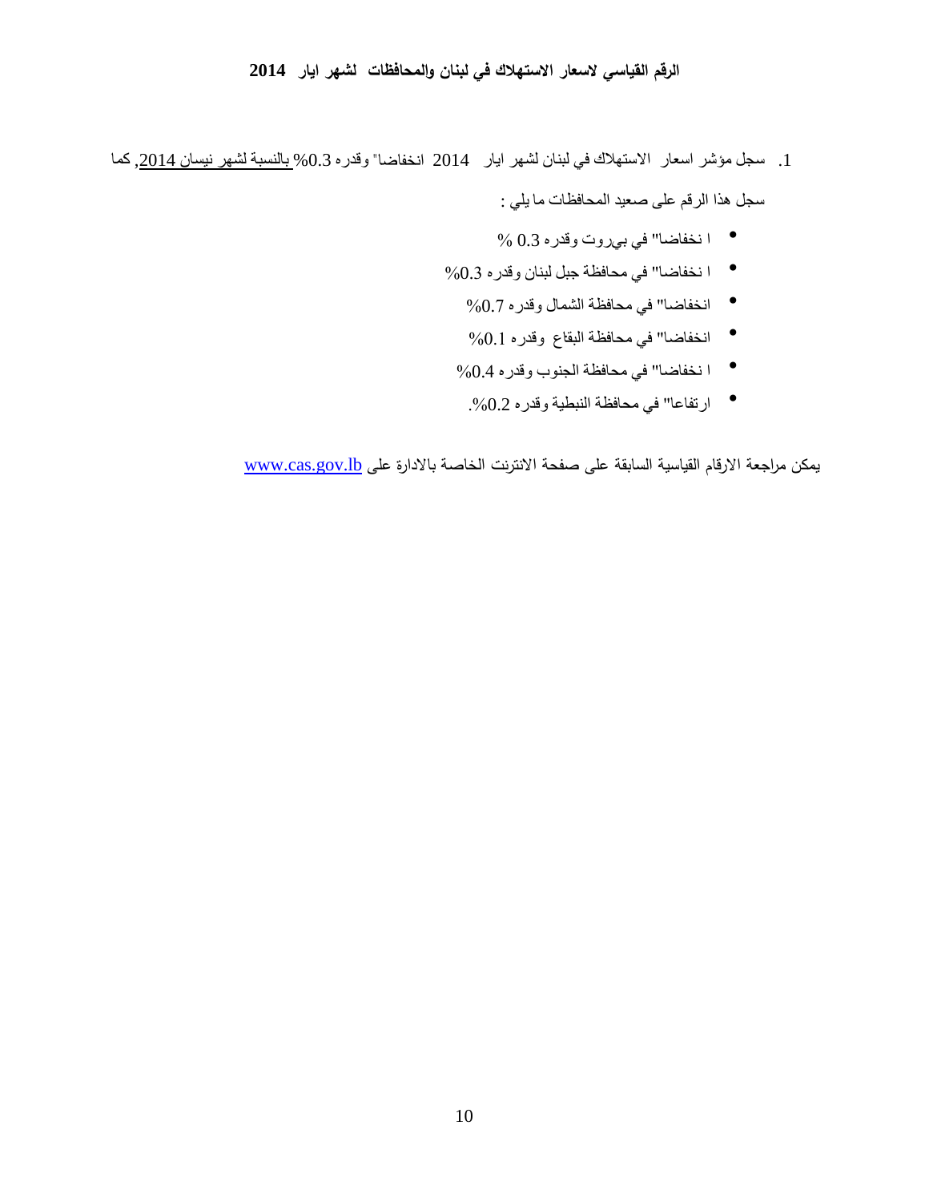**الرقم القياسي لاسعار الاستهلاك في لبنان والمحافظات لشهر ايار 2014**

1. سجل مؤشر اسعار الاستهلاك في لبنان لشهر ايار 2014 انخفاضا" وقدره 0.3% بالنسبة لشهر نيسان 2014, كما سجل هذا الرقم على صعيد المحافظات ما يلي :

   - ا نخفاضا" في بيروت وقدره 0.3 %
   - ا نخفاضا" في محافظة جبل لبنان وقدره 0.3%
   - انخفاضا" في محافظة الشمال وقدره 0.7%
   - انخفاضا" في محافظة البقاع وقدره 0.1%
   - ا نخفاضا" في محافظة الجنوب وقدره 0.4%
   - ارتفاعا" في محافظة النبطية وقدره 0.2%.

يمكن مراجعة الارقام القياسية السابقة على صفحة الانترنت الخاصة بالادارة على www.cas.gov.lb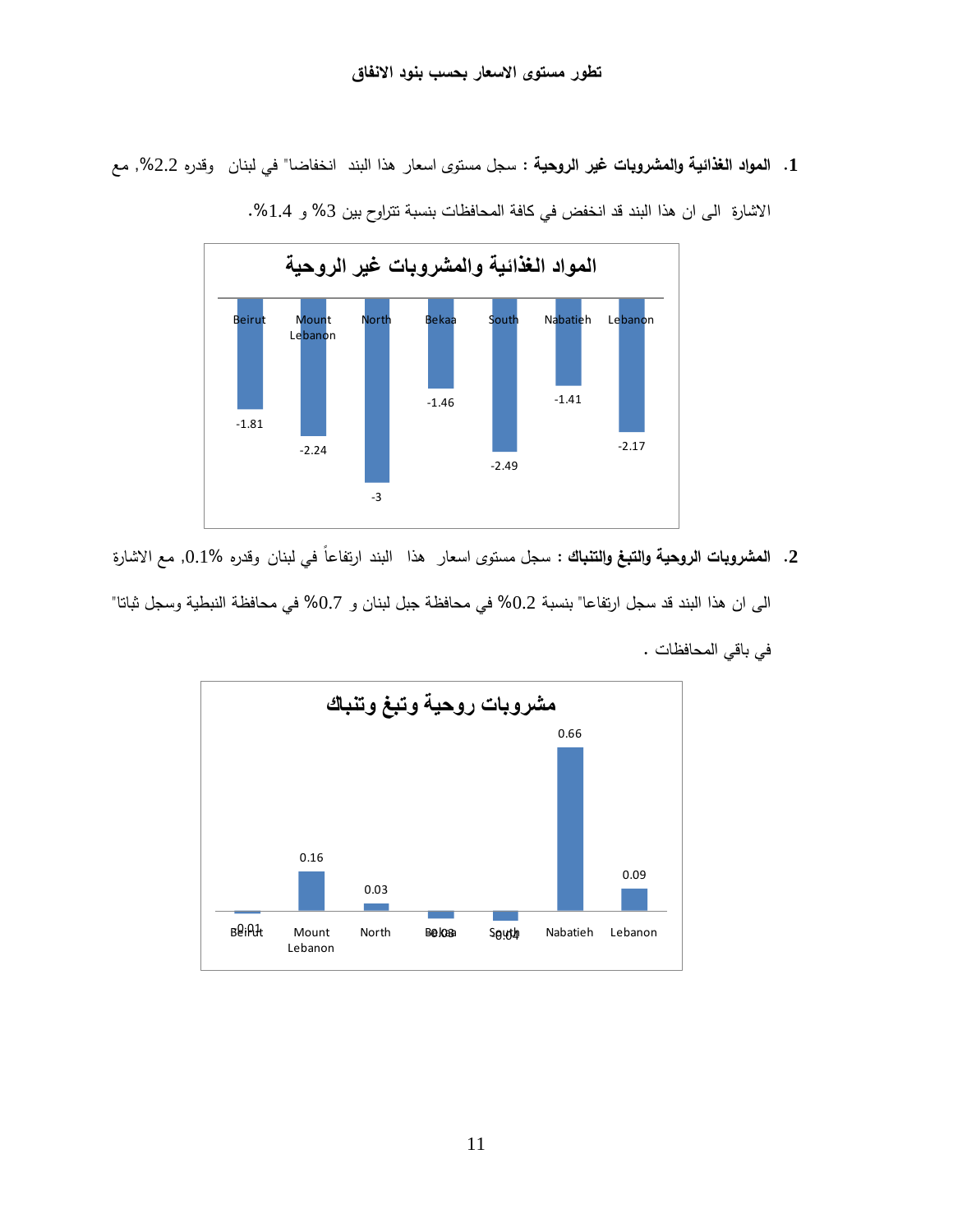## تطور مستوى الاسعار بحسب بنود الانفاق

1. **المواد الغذائية والمشروبات غير الروحية** : سجل مستوى اسعار هذا البند انخفاضا" في لبنان وقدره 2.2%, مع الاشارة الى ان هذا البند قد انخفض في كافة المحافظات بنسبة تتراوح بين 3% و 1.4%.

المواد الغذائية والمشروبات غير الروحية

Beirut -1.81
Mount Lebanon -2.24
North -3
Bekaa -1.46
South -2.49
Nabatieh -1.41
Lebanon -2.17

2. **المشروبات الروحية والتبغ والتنباك** : سجل مستوى اسعار هذا البند ارتفاعاً في لبنان وقدره 0.1%, مع الاشارة الى ان هذا البند قد سجل ارتفاعا" بنسبة 0.2% في محافظة جبل لبنان و 0.7% في محافظة النبطية وسجل ثباتا" في باقي المحافظات .

مشروبات روحية وتبغ وتنباك

Beirut -0.01
Mount Lebanon 0.16
North 0.03
Bekaa -0.03
South -0.04
Nabatieh 0.66
Lebanon 0.09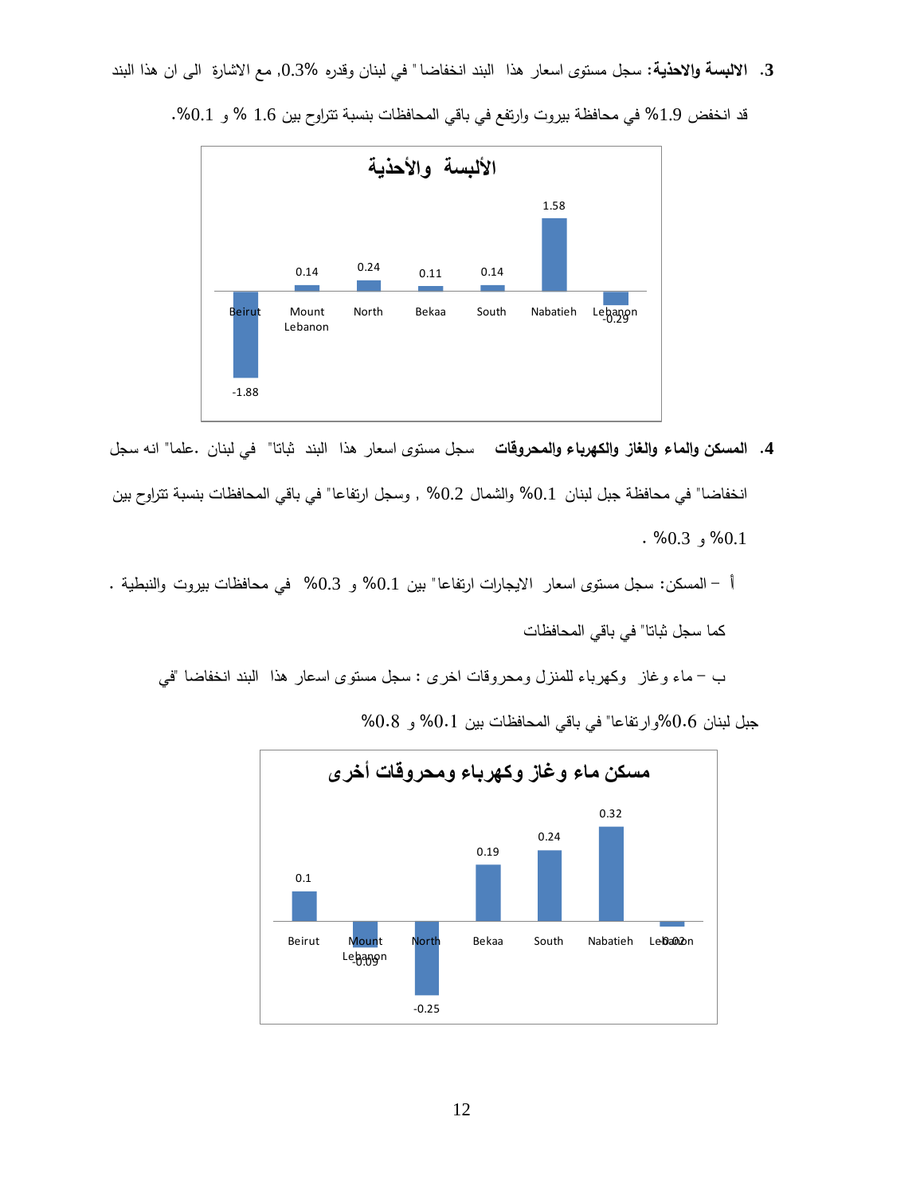3. **الالبسة والاحذية**: سجل مستوى اسعار هذا البند انخفاضا " في لبنان وقدره 0.3%, مع الاشارة الى ان هذا البند قد انخفض 1.9% في محافظة بيروت وارتفع في باقي المحافظات بنسبة تتراوح بين 1.6 % و 0.1%.

**الألبسة والأحذية**

Beirut -1.88
Mount Lebanon 0.14
North 0.24
Bekaa 0.11
South 0.14
Nabatieh 1.58
Lebanon -0.29

4. **المسكن والماء والغاز والكهرباء والمحروقات** سجل مستوى اسعار هذا البند ثباتا" في لبنان .علما" انه سجل انخفاضا" في محافظة جبل لبنان 0.1% والشمال 0.2% , وسجل ارتفاعا" في باقي المحافظات بنسبة تتراوح بين 0.1% و 0.3% .

أ – المسكن: سجل مستوى اسعار الايجارات ارتفاعا" بين 0.1% و 0.3% في محافظات بيروت والنبطية . كما سجل ثباتا" في باقي المحافظات

ب – ماء وغاز وكهرباء للمنزل ومحروقات اخرى : سجل مستوى اسعار هذا البند انخفاضا "في جبل لبنان 0.6%وارتفاعا" في باقي المحافظات بين 0.1% و 0.8%

**مسكن ماء وغاز وكهرباء ومحروقات أخرى**

Beirut 0.1
Mount Lebanon -0.09
North -0.25
Bekaa 0.19
South 0.24
Nabatieh 0.32
Lebanon -0.02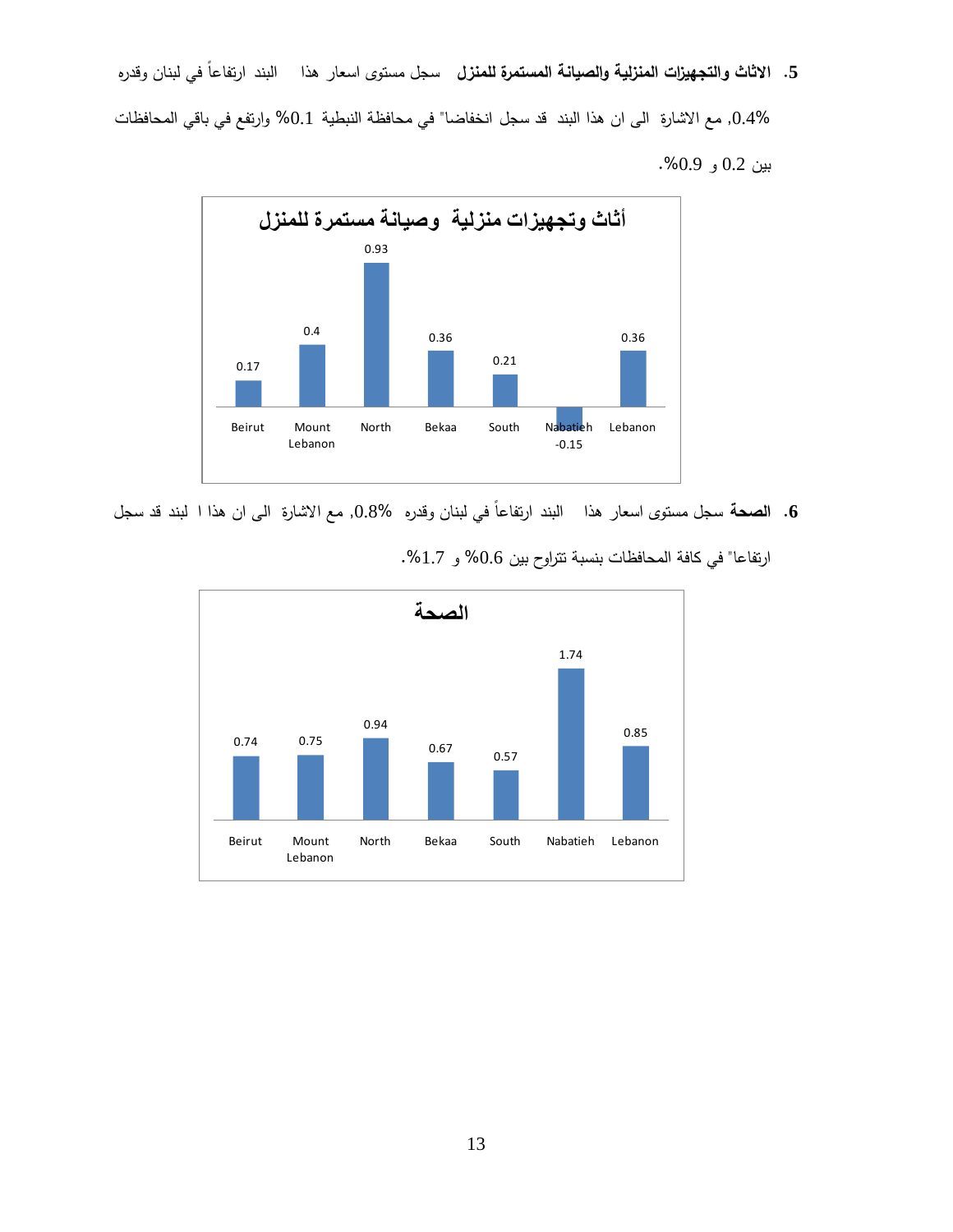5. **الاثاث والتجهيزات المنزلية والصيانة المستمرة للمنزل** سجل مستوى اسعار هذا البند ارتفاعاً في لبنان وقدره 0.4%, مع الاشارة الى ان هذا البند قد سجل انخفاضا" في محافظة النبطية 0.1% وارتفع في باقي المحافظات بين 0.2 و 0.9%.

**أثاث وتجهيزات منزلية وصيانة مستمرة للمنزل**

0.17
0.4
0.93
0.36
0.21
-0.15
0.36

Beirut
Mount Lebanon
North
Bekaa
South
Nabatieh
Lebanon

6. **الصحة** سجل مستوى اسعار هذا البند ارتفاعاً في لبنان وقدره 0.8%, مع الاشارة الى ان هذا ا لبند قد سجل ارتفاعا" في كافة المحافظات بنسبة تتراوح بين 0.6% و 1.7%.

**الصحة**

0.74
0.75
0.94
0.67
0.57
1.74
0.85

Beirut
Mount Lebanon
North
Bekaa
South
Nabatieh
Lebanon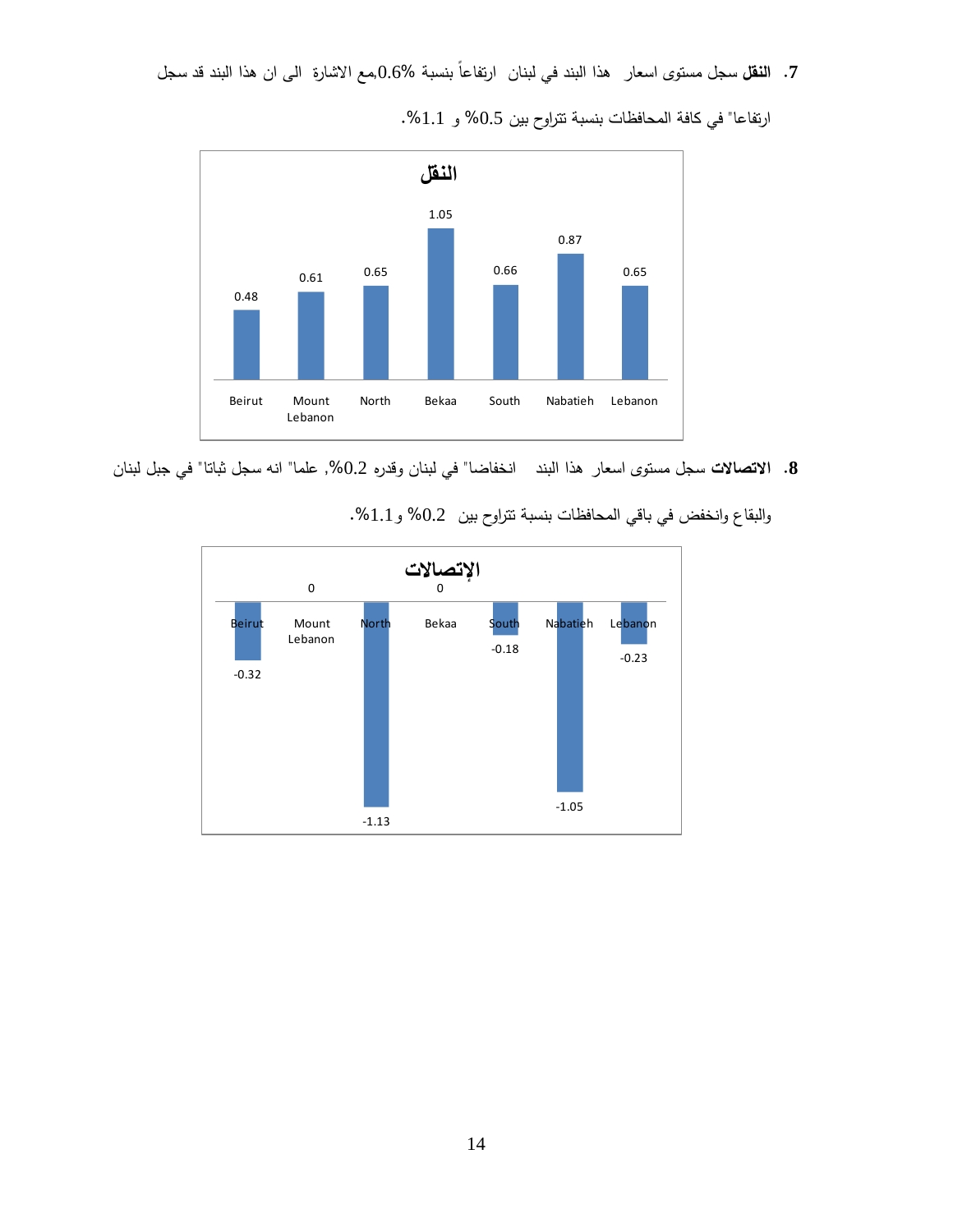7. **النقل** سجل مستوى اسعار هذا البند في لبنان ارتفاعاً بنسبة 0.6%,مع الاشارة الى ان هذا البند قد سجل ارتفاعا" في كافة المحافظات بنسبة تتراوح بين 0.5% و 1.1%.

**النقل**

1.05
0.87
0.48
0.61
0.65
0.66
0.65

Beirut
Mount Lebanon
North
Bekaa
South
Nabatieh
Lebanon

8. **الاتصالات** سجل مستوى اسعار هذا البند انخفاضا" في لبنان وقدره 0.2%, علما" انه سجل ثباتا" في جبل لبنان والبقاع وانخفض في باقي المحافظات بنسبة تتراوح بين 0.2% و1.1%.

**الإتصالات**

0
0
Beirut
Mount Lebanon
North
Bekaa
South
Nabatieh
Lebanon
-0.18
-0.23
-0.32
-1.13
-1.05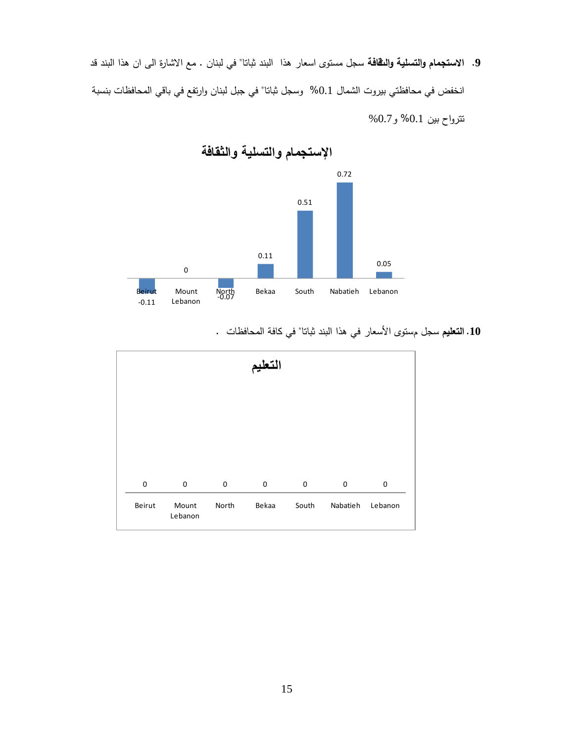**9. الاستجمام والتسلية والثقافة** سجل مستوى اسعار هذا البند ثباتا" في لبنان . مع الاشارة الى ان هذا البند قد انخفض في محافظتي بيروت الشمال 0.1% وسجل ثباتا" في جبل لبنان وارتفع في باقي المحافظات بنسبة تترواح بين 0.1% و 0.7%

الإستجمام والتسلية والثقافة

Beirut -0.11
Mount Lebanon 0
North -0.07
Bekaa 0.11
South 0.51
Nabatieh 0.72
Lebanon 0.05

**10. التعليم** سجل مستوى الأسعار في هذا البند ثباتا" في كافة المحافظات .

التعليم

Beirut 0
Mount Lebanon 0
North 0
Bekaa 0
South 0
Nabatieh 0
Lebanon 0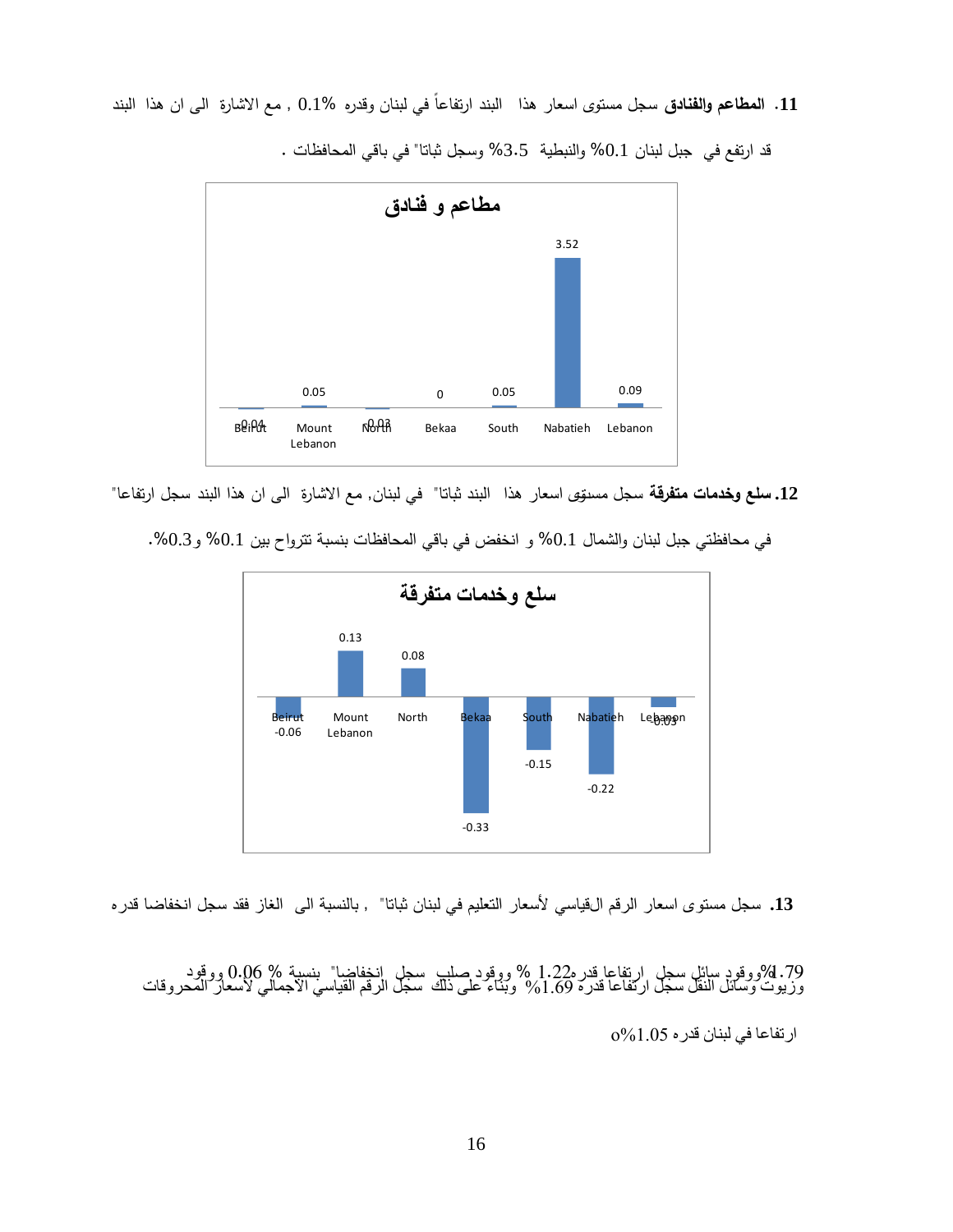**11. المطاعم والفنادق** سجل مستوى اسعار هذا البند ارتفاعاً في لبنان وقدره 0.1% , مع الاشارة الى ان هذا البند قد ارتفع في جبل لبنان 0.1% والنبطية 3.5% وسجل ثباتا" في باقي المحافظات .

مطاعم و فنادق

-0.04
Beirut
0.05
Mount Lebanon
-0.03
North
0
Bekaa
0.05
South
3.52
Nabatieh
0.09
Lebanon

**12. سلع وخدمات متفرقة** سجل مستوى اسعار هذا البند ثباتا" في لبنان, مع الاشارة الى ان هذا البند سجل ارتفاعا" في محافظتي جبل لبنان والشمال 0.1% و انخفض في باقي المحافظات بنسبة تتروح بين 0.1% و0.3%.

سلع وخدمات متفرقة

-0.06
Beirut
0.13
Mount Lebanon
0.08
North
-0.33
Bekaa
-0.15
South
-0.22
Nabatieh
-0.03
Lebanon

**13.** سجل مستوى اسعار الرقم القياسي لأسعار التعليم في لبنان ثباتا" , بالنسبة الى الغاز فقد سجل انخفاضا قدره 1.79% ووقود سائل سجل ارتفاعا قدره 1.22 % ووقود صلب سجل انخفاضا" بنسبة % 0.06 ووقود وزيوت وسائل النقل سجل ارتفاعا قدره 1.69% وبناء على ذلك سجل الرقم القياسي الاجمالي لأسعار المحروقات ارتفاعا في لبنان قدره 1.05%o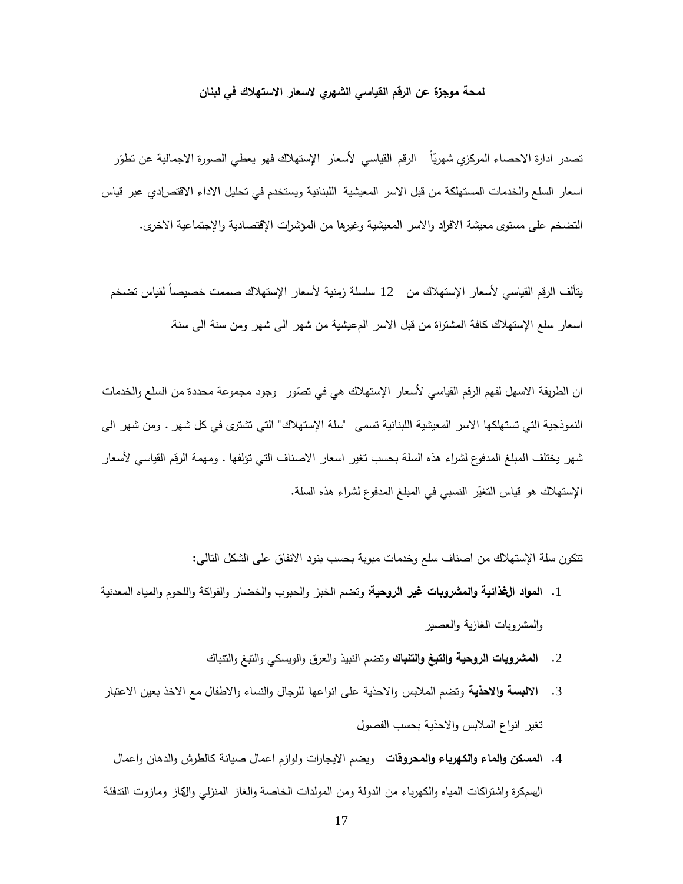## لمحة موجزة عن الرقم القياسي الشهري لاسعار الاستهلاك في لبنان

تصدر ادارة الاحصاء المركزي شهريّاً الرقم القياسي لأسعار الإستهلاك فهو يعطي الصورة الاجمالية عن تطوّر اسعار السلع والخدمات المستهلكة من قبل الاسر المعيشية اللبنانية ويستخدم في تحليل الاداء الاقتصادي عبر قياس التضخم على مستوى معيشة الافراد والاسر المعيشية وغيرها من المؤشرات الإقتصادية والإجتماعية الاخرى.

يتألف الرقم القياسي لأسعار الإستهلاك من 12 سلسلة زمنية لأسعار الإستهلاك صممت خصيصاً لقياس تضخم اسعار سلع الإستهلاك كافة المشتراة من قبل الاسر المعيشية من شهر الى شهر ومن سنة الى سنة.

ان الطريقة الاسهل لفهم الرقم القياسي لأسعار الإستهلاك هي في تصّور وجود مجموعة محددة من السلع والخدمات النموذجية التي تستهلكها الاسر المعيشية اللبنانية تسمى "سلة الإستهلاك" التي تشترى في كل شهر . ومن شهر الى شهر يختلف المبلغ المدفوع لشراء هذه السلة بحسب تغير اسعار الاصناف التي تؤلفها . ومهمة الرقم القياسي لأسعار الإستهلاك هو قياس التغيّر النسبي في المبلغ المدفوع لشراء هذه السلة.

تتكون سلة الإستهلاك من اصناف سلع وخدمات مبوبة بحسب بنود الانفاق على الشكل التالي:

1. **المواد الغذائية والمشروبات غير الروحية:** وتضم الخبز والحبوب والخضار والفواكة واللحوم والمياه المعدنية والمشروبات الغازية والعصير
2. **المشروبات الروحية والتبغ والتنباك** وتضم النبيذ والعرق والويسكي والتبغ والتنباك
3. **الالبسة والاحذية** وتضم الملابس والاحذية على انواعها للرجال والنساء والاطفال مع الاخذ بعين الاعتبار تغير انواع الملابس والاحذية بحسب الفصول
4. **المسكن والماء والكهرباء والمحروقات** ويضم الايجارات ولوازم اعمال صيانة كالطرش والدهان واعمال السمكرة واشتراكات المياه والكهرباء من الدولة ومن المولدات الخاصة والغاز المنزلي والكاز ومازوت التدفئة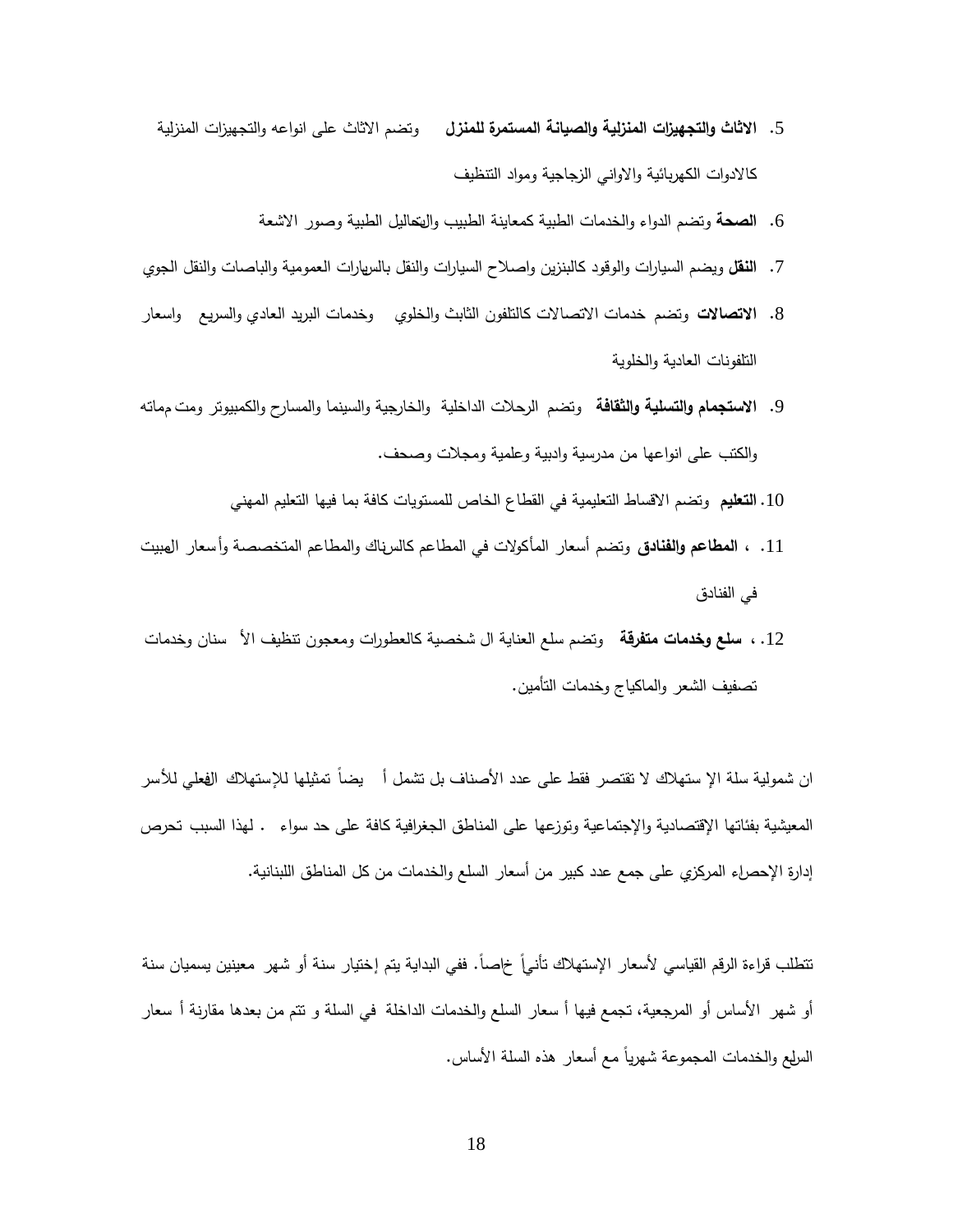5. **الاثاث والتجهيزات المنزلية والصيانة المستمرة للمنزل** وتضم الاثاث على انواعه والتجهيزات المنزلية كالادوات الكهربائية والاواني الزجاجية ومواد التنظيف
6. **الصحة** وتضم الدواء والخدمات الطبية كمعاينة الطبيب والتحاليل الطبية وصور الاشعة
7. **النقل** ويضم السيارات والوقود كالبنزين واصلاح السيارات والنقل بالسيارات العمومية والباصات والنقل الجوي
8. **الاتصالات** وتضم خدمات الاتصالات كالتلفون الثابت والخلوي وخدمات البريد العادي والسريع واسعار التلفونات العادية والخلوية
9. **الاستجمام والتسلية والثقافة** وتضم الرحلات الداخلية والخارجية والسينما والمسارح والكمبيوتر ومتممات والكتب على انواعها من مدرسية وادبية وعلمية ومجلات وصحف.
10. **التعليم** وتضم الاقساط التعليمية في القطاع الخاص للمستويات كافة بما فيها التعليم المهني
11. ، **المطاعم والفنادق** وتضم أسعار المأكولات في المطاعم كالسناك والمطاعم المتخصصة وأسعار المبيت في الفنادق
12. ، **سلع وخدمات متفرقة** وتضم سلع العناية ال شخصية كالعطورات ومعجون تنظيف الأ سنان وخدمات تصفيف الشعر والماكياج وخدمات التأمين.

ان شمولية سلة الإ ستهلاك لا تقتصر فقط على عدد الأصناف بل تشمل أ يضاً تمثيلها للإستهلاك الفعلي للأسر المعيشية بفئاتها الإقتصادية والإجتماعية وتوزعها على المناطق الجغرافية كافة على حد سواء . لهذا السبب تحرص إدارة الإحصاء المركزي على جمع عدد كبير من أسعار السلع والخدمات من كل المناطق اللبنانية.

تتطلب قراءة الرقم القياسي لأسعار الإستهلاك تأنياً خاصاً. ففي البداية يتم إختيار سنة أو شهر معينين يسميان سنة أو شهر الأساس أو المرجعية، تجمع فيها أ سعار السلع والخدمات الداخلة في السلة و تتم من بعدها مقارنة أ سعار السلع والخدمات المجموعة شهرياً مع أسعار هذه السلة الأساس.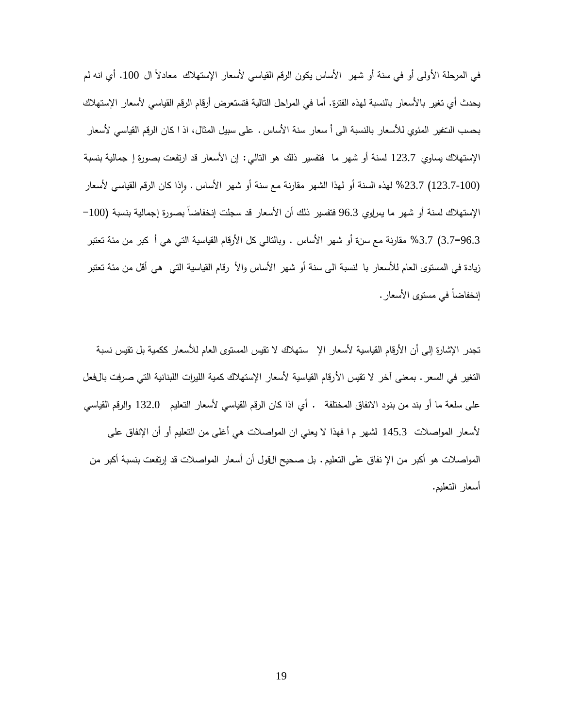في المرحلة الأولى أو في سنة أو شهر الأساس يكون الرقم القياسي لأسعار الإستهلاك معادلاً ال 100. أي انه لم يحدث أي تغير بالأسعار بالنسبة لهذه الفترة. أما في المراحل التالية فتستعرض أرقام الرقم القياسي لأسعار الإستهلاك بحسب التغير المئوي للأسعار بالنسبة الى أ سعار سنة الأساس. على سبيل المثال، اذا كان الرقم القياسي لأسعار الإستهلاك يساوي 123.7 لسنة أو شهر ما فتفسير ذلك هو التالي: إن الأسعار قد ارتفعت بصورة إ جمالية بنسبة (123.7-100) 23.7% لهذه السنة أو لهذا الشهر مقارنة مع سنة أو شهر الأساس. وإذا كان الرقم القياسي لأسعار الإستهلاك لسنة أو شهر ما يساوي 96.3 فتفسير ذلك أن الأسعار قد سجلت إنخفاضاً بصورة إجمالية بنسبة (100−96.3=3.7) 3.7% مقارنة مع سنة أو شهر الأساس. وبالتالي كل الأرقام القياسية التي هي أ كبر من مئة تعتبر زيادة في المستوى العام للأسعار با لنسبة الى سنة أو شهر الأساس والأ رقام القياسية التي هي أقل من مئة تعتبر إنخفاضاً في مستوى الأسعار.

تجدر الإشارة إلى أن الأرقام القياسية لأسعار الإ ستهلاك لا تقيس المستوى العام للأسعار ككمية بل تقيس نسبة التغير في السعر. بمعنى آخر لا تقيس الأرقام القياسية لأسعار الإستهلاك كمية الليرات اللبنانية التي صرفت بالفعل على سلعة ما أو بند من بنود الانفاق المختلفة . أي اذا كان الرقم القياسي لأسعار التعليم 132.0 والرقم القياسي لأسعار المواصلات 145.3 لشهر م ا فهذا لا يعني ان المواصلات هي أغلى من التعليم أو أن الإنفاق على المواصلات هو أكبر من الإ نفاق على التعليم. بل صحيح القول أن أسعار المواصلات قد إرتفعت بنسبة أكبر من أسعار التعليم.